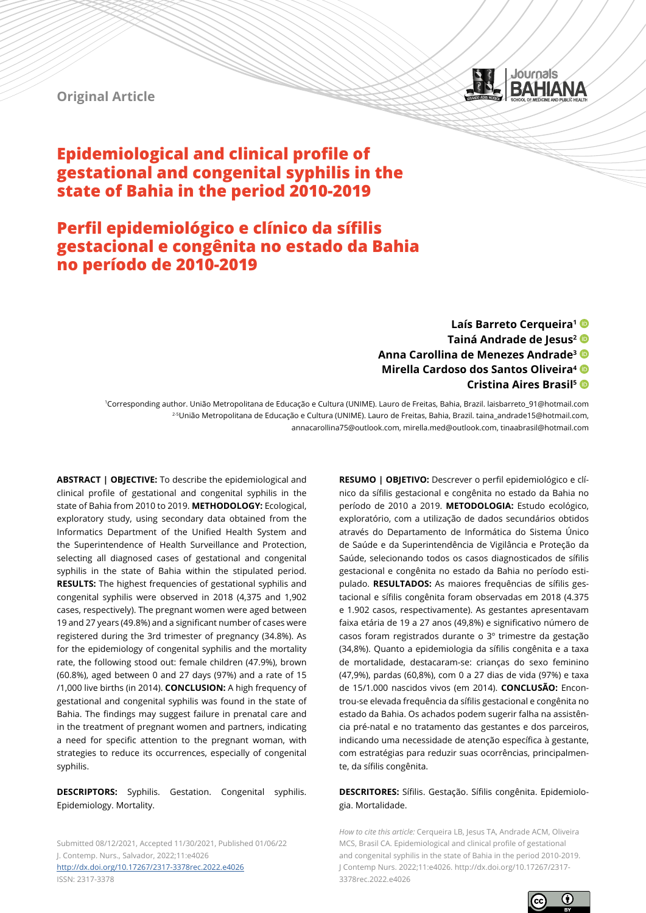Original Article

# Epidemiological and clinical profile of gestational and congenital syphilis in the state of Bahia in the period 2010-2019

# Perfil epidemiológico e clínico da sífilis gestacional e congênita no estado da Bahia no período de 2010-2019

**Laís Barreto Cerqueira[1]**
**Tainá Andrade de Jesus[2]**
**Anna Carollina de Menezes Andrade[3]**
**Mirella Cardoso dos Santos Oliveira[4]**
**Cristina Aires Brasil[5]**

[1]Corresponding author. União Metropolitana de Educação e Cultura (UNIME). Lauro de Freitas, Bahia, Brazil. laisbarreto_91@hotmail.com
[2-5]União Metropolitana de Educação e Cultura (UNIME). Lauro de Freitas, Bahia, Brazil. taina_andrade15@hotmail.com, annacarollina75@outlook.com, mirella.med@outlook.com, tinaabrasil@hotmail.com

**ABSTRACT | OBJECTIVE:** To describe the epidemiological and clinical profile of gestational and congenital syphilis in the state of Bahia from 2010 to 2019. **METHODOLOGY:** Ecological, exploratory study, using secondary data obtained from the Informatics Department of the Unified Health System and the Superintendence of Health Surveillance and Protection, selecting all diagnosed cases of gestational and congenital syphilis in the state of Bahia within the stipulated period. **RESULTS:** The highest frequencies of gestational syphilis and congenital syphilis were observed in 2018 (4,375 and 1,902 cases, respectively). The pregnant women were aged between 19 and 27 years (49.8%) and a significant number of cases were registered during the 3rd trimester of pregnancy (34.8%). As for the epidemiology of congenital syphilis and the mortality rate, the following stood out: female children (47.9%), brown (60.8%), aged between 0 and 27 days (97%) and a rate of 15 /1,000 live births (in 2014). **CONCLUSION:** A high frequency of gestational and congenital syphilis was found in the state of Bahia. The findings may suggest failure in prenatal care and in the treatment of pregnant women and partners, indicating a need for specific attention to the pregnant woman, with strategies to reduce its occurrences, especially of congenital syphilis.

**DESCRIPTORS:** Syphilis. Gestation. Congenital syphilis. Epidemiology. Mortality.

Submitted 08/12/2021, Accepted 11/30/2021, Published 01/06/22
J. Contemp. Nurs., Salvador, 2022;11:e4026
http://dx.doi.org/10.17267/2317-3378rec.2022.e4026
ISSN: 2317-3378

**RESUMO | OBJETIVO:** Descrever o perfil epidemiológico e clínico da sífilis gestacional e congênita no estado da Bahia no período de 2010 a 2019. **METODOLOGIA:** Estudo ecológico, exploratório, com a utilização de dados secundários obtidos através do Departamento de Informática do Sistema Único de Saúde e da Superintendência de Vigilância e Proteção da Saúde, selecionando todos os casos diagnosticados de sífilis gestacional e congênita no estado da Bahia no período estipulado. **RESULTADOS:** As maiores frequências de sífilis gestacional e sífilis congênita foram observadas em 2018 (4.375 e 1.902 casos, respectivamente). As gestantes apresentavam faixa etária de 19 a 27 anos (49,8%) e significativo número de casos foram registrados durante o 3º trimestre da gestação (34,8%). Quanto a epidemiologia da sífilis congênita e a taxa de mortalidade, destacaram-se: crianças do sexo feminino (47,9%), pardas (60,8%), com 0 a 27 dias de vida (97%) e taxa de 15/1.000 nascidos vivos (em 2014). **CONCLUSÃO:** Encontrou-se elevada frequência da sífilis gestacional e congênita no estado da Bahia. Os achados podem sugerir falha na assistência pré-natal e no tratamento das gestantes e dos parceiros, indicando uma necessidade de atenção específica à gestante, com estratégias para reduzir suas ocorrências, principalmente, da sífilis congênita.

**DESCRITORES:** Sífilis. Gestação. Sífilis congênita. Epidemiologia. Mortalidade.

*How to cite this article:* Cerqueira LB, Jesus TA, Andrade ACM, Oliveira MCS, Brasil CA. Epidemiological and clinical profile of gestational and congenital syphilis in the state of Bahia in the period 2010-2019. J Contemp Nurs. 2022;11:e4026. http://dx.doi.org/10.17267/2317-3378rec.2022.e4026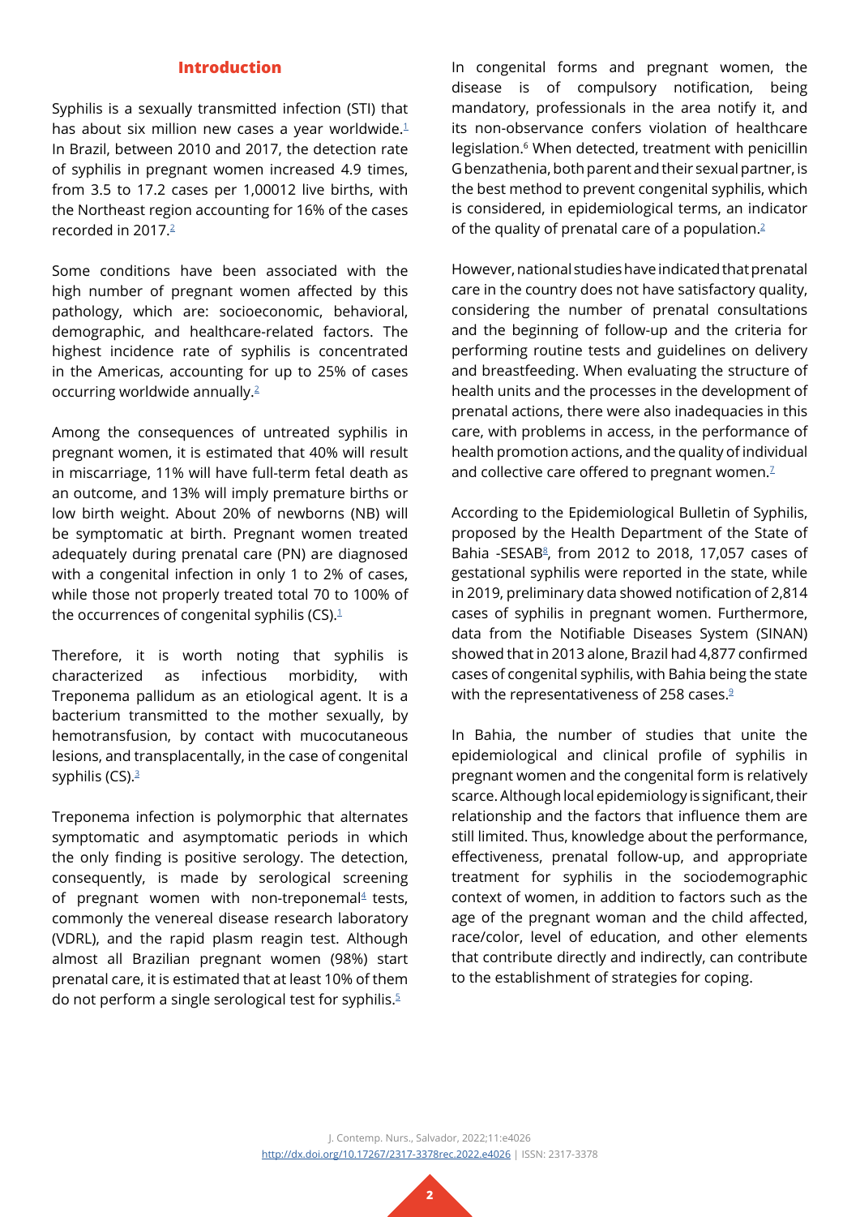## Introduction

Syphilis is a sexually transmitted infection (STI) that has about six million new cases a year worldwide.[1] In Brazil, between 2010 and 2017, the detection rate of syphilis in pregnant women increased 4.9 times, from 3.5 to 17.2 cases per 1,00012 live births, with the Northeast region accounting for 16% of the cases recorded in 2017.[2]

Some conditions have been associated with the high number of pregnant women affected by this pathology, which are: socioeconomic, behavioral, demographic, and healthcare-related factors. The highest incidence rate of syphilis is concentrated in the Americas, accounting for up to 25% of cases occurring worldwide annually.[2]

Among the consequences of untreated syphilis in pregnant women, it is estimated that 40% will result in miscarriage, 11% will have full-term fetal death as an outcome, and 13% will imply premature births or low birth weight. About 20% of newborns (NB) will be symptomatic at birth. Pregnant women treated adequately during prenatal care (PN) are diagnosed with a congenital infection in only 1 to 2% of cases, while those not properly treated total 70 to 100% of the occurrences of congenital syphilis (CS).[1]

Therefore, it is worth noting that syphilis is characterized as infectious morbidity, with Treponema pallidum as an etiological agent. It is a bacterium transmitted to the mother sexually, by hemotransfusion, by contact with mucocutaneous lesions, and transplacentally, in the case of congenital syphilis (CS).[3]

Treponema infection is polymorphic that alternates symptomatic and asymptomatic periods in which the only finding is positive serology. The detection, consequently, is made by serological screening of pregnant women with non-treponemal[4] tests, commonly the venereal disease research laboratory (VDRL), and the rapid plasm reagin test. Although almost all Brazilian pregnant women (98%) start prenatal care, it is estimated that at least 10% of them do not perform a single serological test for syphilis.[5]

In congenital forms and pregnant women, the disease is of compulsory notification, being mandatory, professionals in the area notify it, and its non-observance confers violation of healthcare legislation.[6] When detected, treatment with penicillin G benzathenia, both parent and their sexual partner, is the best method to prevent congenital syphilis, which is considered, in epidemiological terms, an indicator of the quality of prenatal care of a population.[2]

However, national studies have indicated that prenatal care in the country does not have satisfactory quality, considering the number of prenatal consultations and the beginning of follow-up and the criteria for performing routine tests and guidelines on delivery and breastfeeding. When evaluating the structure of health units and the processes in the development of prenatal actions, there were also inadequacies in this care, with problems in access, in the performance of health promotion actions, and the quality of individual and collective care offered to pregnant women.[7]

According to the Epidemiological Bulletin of Syphilis, proposed by the Health Department of the State of Bahia -SESAB[8], from 2012 to 2018, 17,057 cases of gestational syphilis were reported in the state, while in 2019, preliminary data showed notification of 2,814 cases of syphilis in pregnant women. Furthermore, data from the Notifiable Diseases System (SINAN) showed that in 2013 alone, Brazil had 4,877 confirmed cases of congenital syphilis, with Bahia being the state with the representativeness of 258 cases.[9]

In Bahia, the number of studies that unite the epidemiological and clinical profile of syphilis in pregnant women and the congenital form is relatively scarce. Although local epidemiology is significant, their relationship and the factors that influence them are still limited. Thus, knowledge about the performance, effectiveness, prenatal follow-up, and appropriate treatment for syphilis in the sociodemographic context of women, in addition to factors such as the age of the pregnant woman and the child affected, race/color, level of education, and other elements that contribute directly and indirectly, can contribute to the establishment of strategies for coping.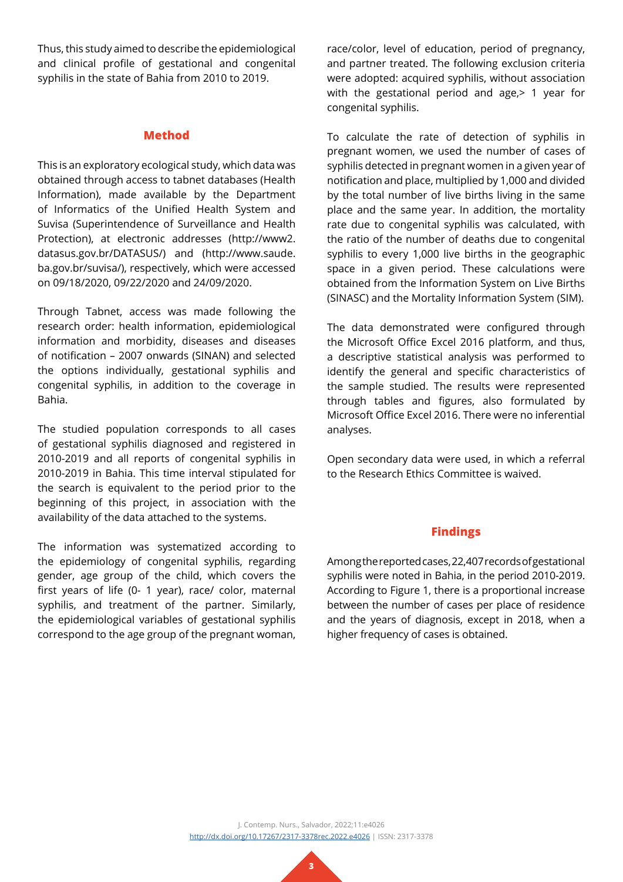Thus, this study aimed to describe the epidemiological and clinical profile of gestational and congenital syphilis in the state of Bahia from 2010 to 2019.

## Method

This is an exploratory ecological study, which data was obtained through access to tabnet databases (Health Information), made available by the Department of Informatics of the Unified Health System and Suvisa (Superintendence of Surveillance and Health Protection), at electronic addresses (http://www2.datasus.gov.br/DATASUS/) and (http://www.saude.ba.gov.br/suvisa/), respectively, which were accessed on 09/18/2020, 09/22/2020 and 24/09/2020.

Through Tabnet, access was made following the research order: health information, epidemiological information and morbidity, diseases and diseases of notification – 2007 onwards (SINAN) and selected the options individually, gestational syphilis and congenital syphilis, in addition to the coverage in Bahia.

The studied population corresponds to all cases of gestational syphilis diagnosed and registered in 2010-2019 and all reports of congenital syphilis in 2010-2019 in Bahia. This time interval stipulated for the search is equivalent to the period prior to the beginning of this project, in association with the availability of the data attached to the systems.

The information was systematized according to the epidemiology of congenital syphilis, regarding gender, age group of the child, which covers the first years of life (0- 1 year), race/ color, maternal syphilis, and treatment of the partner. Similarly, the epidemiological variables of gestational syphilis correspond to the age group of the pregnant woman, race/color, level of education, period of pregnancy, and partner treated. The following exclusion criteria were adopted: acquired syphilis, without association with the gestational period and age,> 1 year for congenital syphilis.

To calculate the rate of detection of syphilis in pregnant women, we used the number of cases of syphilis detected in pregnant women in a given year of notification and place, multiplied by 1,000 and divided by the total number of live births living in the same place and the same year. In addition, the mortality rate due to congenital syphilis was calculated, with the ratio of the number of deaths due to congenital syphilis to every 1,000 live births in the geographic space in a given period. These calculations were obtained from the Information System on Live Births (SINASC) and the Mortality Information System (SIM).

The data demonstrated were configured through the Microsoft Office Excel 2016 platform, and thus, a descriptive statistical analysis was performed to identify the general and specific characteristics of the sample studied. The results were represented through tables and figures, also formulated by Microsoft Office Excel 2016. There were no inferential analyses.

Open secondary data were used, in which a referral to the Research Ethics Committee is waived.

## Findings

Among the reported cases, 22,407 records of gestational syphilis were noted in Bahia, in the period 2010-2019. According to Figure 1, there is a proportional increase between the number of cases per place of residence and the years of diagnosis, except in 2018, when a higher frequency of cases is obtained.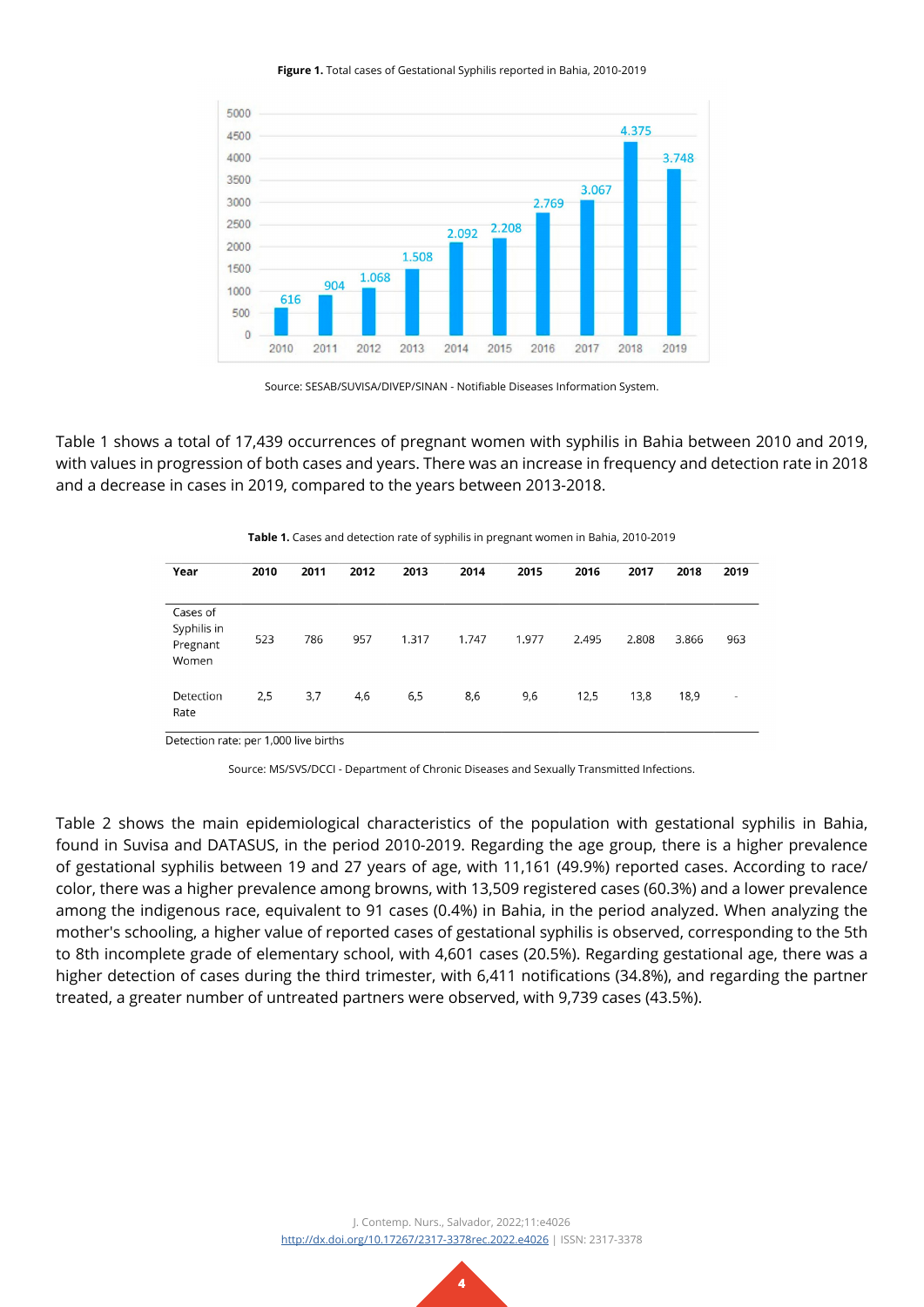**Figure 1.** Total cases of Gestational Syphilis reported in Bahia, 2010-2019

Source: SESAB/SUVISA/DIVEP/SINAN - Notifiable Diseases Information System.

Table 1 shows a total of 17,439 occurrences of pregnant women with syphilis in Bahia between 2010 and 2019, with values in progression of both cases and years. There was an increase in frequency and detection rate in 2018 and a decrease in cases in 2019, compared to the years between 2013-2018.

**Table 1.** Cases and detection rate of syphilis in pregnant women in Bahia, 2010-2019

| Year | 2010 | 2011 | 2012 | 2013 | 2014 | 2015 | 2016 | 2017 | 2018 | 2019 |
|---|---|---|---|---|---|---|---|---|---|---|
| Cases of Syphilis in Pregnant Women | 523 | 786 | 957 | 1.317 | 1.747 | 1.977 | 2.495 | 2.808 | 3.866 | 963 |
| Detection Rate | 2,5 | 3,7 | 4,6 | 6,5 | 8,6 | 9,6 | 12,5 | 13,8 | 18,9 | - |

Detection rate: per 1,000 live births

Source: MS/SVS/DCCI - Department of Chronic Diseases and Sexually Transmitted Infections.

Table 2 shows the main epidemiological characteristics of the population with gestational syphilis in Bahia, found in Suvisa and DATASUS, in the period 2010-2019. Regarding the age group, there is a higher prevalence of gestational syphilis between 19 and 27 years of age, with 11,161 (49.9%) reported cases. According to race/color, there was a higher prevalence among browns, with 13,509 registered cases (60.3%) and a lower prevalence among the indigenous race, equivalent to 91 cases (0.4%) in Bahia, in the period analyzed. When analyzing the mother's schooling, a higher value of reported cases of gestational syphilis is observed, corresponding to the 5th to 8th incomplete grade of elementary school, with 4,601 cases (20.5%). Regarding gestational age, there was a higher detection of cases during the third trimester, with 6,411 notifications (34.8%), and regarding the partner treated, a greater number of untreated partners were observed, with 9,739 cases (43.5%).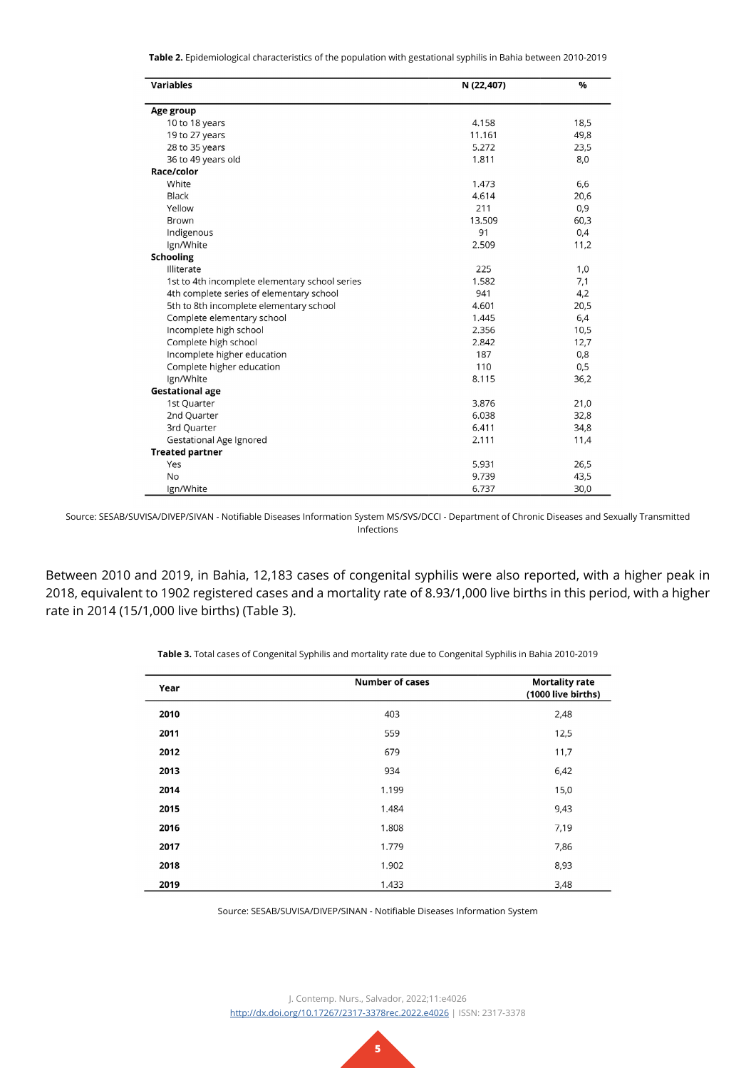**Table 2.** Epidemiological characteristics of the population with gestational syphilis in Bahia between 2010-2019

| Variables | N (22,407) | % |
|---|---|---|
| **Age group** | | |
| 10 to 18 years | 4.158 | 18,5 |
| 19 to 27 years | 11.161 | 49,8 |
| 28 to 35 years | 5.272 | 23,5 |
| 36 to 49 years old | 1.811 | 8,0 |
| **Race/color** | | |
| White | 1.473 | 6,6 |
| Black | 4.614 | 20,6 |
| Yellow | 211 | 0,9 |
| Brown | 13.509 | 60,3 |
| Indigenous | 91 | 0,4 |
| Ign/White | 2.509 | 11,2 |
| **Schooling** | | |
| Illiterate | 225 | 1,0 |
| 1st to 4th incomplete elementary school series | 1.582 | 7,1 |
| 4th complete series of elementary school | 941 | 4,2 |
| 5th to 8th incomplete elementary school | 4.601 | 20,5 |
| Complete elementary school | 1.445 | 6,4 |
| Incomplete high school | 2.356 | 10,5 |
| Complete high school | 2.842 | 12,7 |
| Incomplete higher education | 187 | 0,8 |
| Complete higher education | 110 | 0,5 |
| Ign/White | 8.115 | 36,2 |
| **Gestational age** | | |
| 1st Quarter | 3.876 | 21,0 |
| 2nd Quarter | 6.038 | 32,8 |
| 3rd Quarter | 6.411 | 34,8 |
| Gestational Age Ignored | 2.111 | 11,4 |
| **Treated partner** | | |
| Yes | 5.931 | 26,5 |
| No | 9.739 | 43,5 |
| Ign/White | 6.737 | 30,0 |

Source: SESAB/SUVISA/DIVEP/SIVAN - Notifiable Diseases Information System MS/SVS/DCCI - Department of Chronic Diseases and Sexually Transmitted Infections

Between 2010 and 2019, in Bahia, 12,183 cases of congenital syphilis were also reported, with a higher peak in 2018, equivalent to 1902 registered cases and a mortality rate of 8.93/1,000 live births in this period, with a higher rate in 2014 (15/1,000 live births) (Table 3).

**Table 3.** Total cases of Congenital Syphilis and mortality rate due to Congenital Syphilis in Bahia 2010-2019

| Year | Number of cases | Mortality rate (1000 live births) |
|---|---|---|
| **2010** | 403 | 2,48 |
| **2011** | 559 | 12,5 |
| **2012** | 679 | 11,7 |
| **2013** | 934 | 6,42 |
| **2014** | 1.199 | 15,0 |
| **2015** | 1.484 | 9,43 |
| **2016** | 1.808 | 7,19 |
| **2017** | 1.779 | 7,86 |
| **2018** | 1.902 | 8,93 |
| **2019** | 1.433 | 3,48 |

Source: SESAB/SUVISA/DIVEP/SINAN - Notifiable Diseases Information System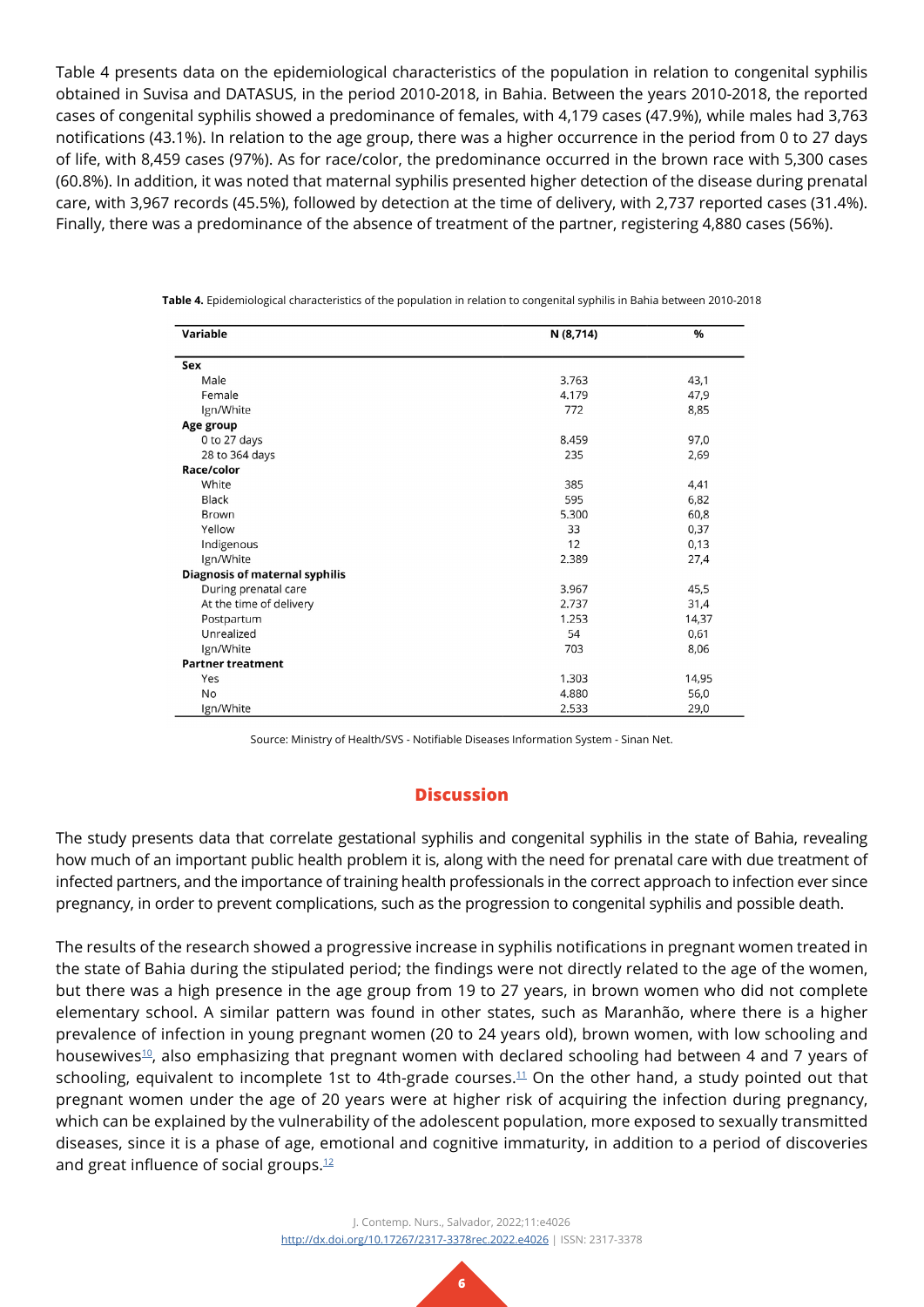Table 4 presents data on the epidemiological characteristics of the population in relation to congenital syphilis obtained in Suvisa and DATASUS, in the period 2010-2018, in Bahia. Between the years 2010-2018, the reported cases of congenital syphilis showed a predominance of females, with 4,179 cases (47.9%), while males had 3,763 notifications (43.1%). In relation to the age group, there was a higher occurrence in the period from 0 to 27 days of life, with 8,459 cases (97%). As for race/color, the predominance occurred in the brown race with 5,300 cases (60.8%). In addition, it was noted that maternal syphilis presented higher detection of the disease during prenatal care, with 3,967 records (45.5%), followed by detection at the time of delivery, with 2,737 reported cases (31.4%). Finally, there was a predominance of the absence of treatment of the partner, registering 4,880 cases (56%).

**Table 4.** Epidemiological characteristics of the population in relation to congenital syphilis in Bahia between 2010-2018

| Variable | N (8,714) | % |
|---|---|---|
| **Sex** | | |
| Male | 3.763 | 43,1 |
| Female | 4.179 | 47,9 |
| Ign/White | 772 | 8,85 |
| **Age group** | | |
| 0 to 27 days | 8.459 | 97,0 |
| 28 to 364 days | 235 | 2,69 |
| **Race/color** | | |
| White | 385 | 4,41 |
| Black | 595 | 6,82 |
| Brown | 5.300 | 60,8 |
| Yellow | 33 | 0,37 |
| Indigenous | 12 | 0,13 |
| Ign/White | 2.389 | 27,4 |
| **Diagnosis of maternal syphilis** | | |
| During prenatal care | 3.967 | 45,5 |
| At the time of delivery | 2.737 | 31,4 |
| Postpartum | 1.253 | 14,37 |
| Unrealized | 54 | 0,61 |
| Ign/White | 703 | 8,06 |
| **Partner treatment** | | |
| Yes | 1.303 | 14,95 |
| No | 4.880 | 56,0 |
| Ign/White | 2.533 | 29,0 |

Source: Ministry of Health/SVS - Notifiable Diseases Information System - Sinan Net.

## Discussion

The study presents data that correlate gestational syphilis and congenital syphilis in the state of Bahia, revealing how much of an important public health problem it is, along with the need for prenatal care with due treatment of infected partners, and the importance of training health professionals in the correct approach to infection ever since pregnancy, in order to prevent complications, such as the progression to congenital syphilis and possible death.

The results of the research showed a progressive increase in syphilis notifications in pregnant women treated in the state of Bahia during the stipulated period; the findings were not directly related to the age of the women, but there was a high presence in the age group from 19 to 27 years, in brown women who did not complete elementary school. A similar pattern was found in other states, such as Maranhão, where there is a higher prevalence of infection in young pregnant women (20 to 24 years old), brown women, with low schooling and housewives[10], also emphasizing that pregnant women with declared schooling had between 4 and 7 years of schooling, equivalent to incomplete 1st to 4th-grade courses.[11] On the other hand, a study pointed out that pregnant women under the age of 20 years were at higher risk of acquiring the infection during pregnancy, which can be explained by the vulnerability of the adolescent population, more exposed to sexually transmitted diseases, since it is a phase of age, emotional and cognitive immaturity, in addition to a period of discoveries and great influence of social groups.[12]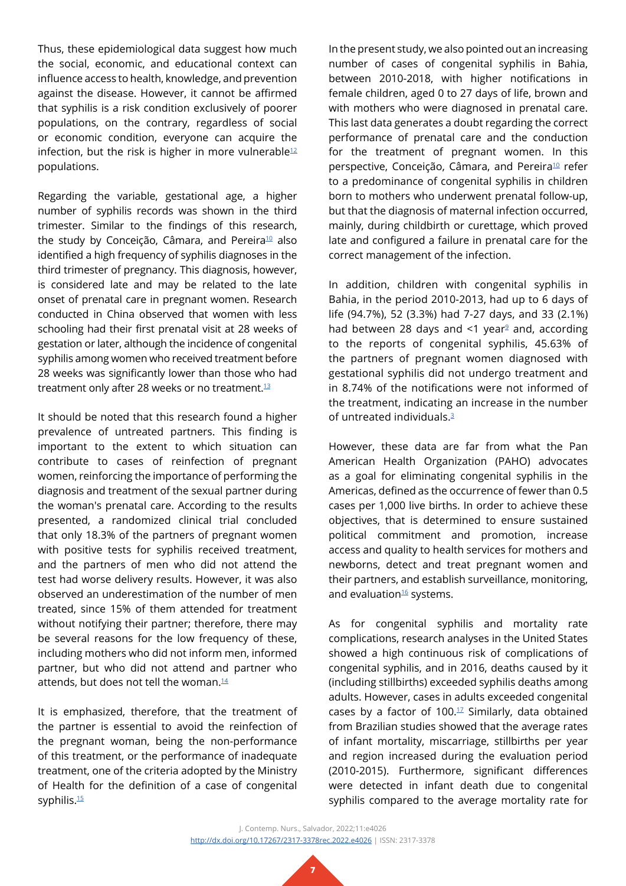Thus, these epidemiological data suggest how much the social, economic, and educational context can influence access to health, knowledge, and prevention against the disease. However, it cannot be affirmed that syphilis is a risk condition exclusively of poorer populations, on the contrary, regardless of social or economic condition, everyone can acquire the infection, but the risk is higher in more vulnerable[12] populations.

Regarding the variable, gestational age, a higher number of syphilis records was shown in the third trimester. Similar to the findings of this research, the study by Conceição, Câmara, and Pereira[10] also identified a high frequency of syphilis diagnoses in the third trimester of pregnancy. This diagnosis, however, is considered late and may be related to the late onset of prenatal care in pregnant women. Research conducted in China observed that women with less schooling had their first prenatal visit at 28 weeks of gestation or later, although the incidence of congenital syphilis among women who received treatment before 28 weeks was significantly lower than those who had treatment only after 28 weeks or no treatment.[13]

It should be noted that this research found a higher prevalence of untreated partners. This finding is important to the extent to which situation can contribute to cases of reinfection of pregnant women, reinforcing the importance of performing the diagnosis and treatment of the sexual partner during the woman's prenatal care. According to the results presented, a randomized clinical trial concluded that only 18.3% of the partners of pregnant women with positive tests for syphilis received treatment, and the partners of men who did not attend the test had worse delivery results. However, it was also observed an underestimation of the number of men treated, since 15% of them attended for treatment without notifying their partner; therefore, there may be several reasons for the low frequency of these, including mothers who did not inform men, informed partner, but who did not attend and partner who attends, but does not tell the woman.[14]

It is emphasized, therefore, that the treatment of the partner is essential to avoid the reinfection of the pregnant woman, being the non-performance of this treatment, or the performance of inadequate treatment, one of the criteria adopted by the Ministry of Health for the definition of a case of congenital syphilis.[15]

In the present study, we also pointed out an increasing number of cases of congenital syphilis in Bahia, between 2010-2018, with higher notifications in female children, aged 0 to 27 days of life, brown and with mothers who were diagnosed in prenatal care. This last data generates a doubt regarding the correct performance of prenatal care and the conduction for the treatment of pregnant women. In this perspective, Conceição, Câmara, and Pereira[10] refer to a predominance of congenital syphilis in children born to mothers who underwent prenatal follow-up, but that the diagnosis of maternal infection occurred, mainly, during childbirth or curettage, which proved late and configured a failure in prenatal care for the correct management of the infection.

In addition, children with congenital syphilis in Bahia, in the period 2010-2013, had up to 6 days of life (94.7%), 52 (3.3%) had 7-27 days, and 33 (2.1%) had between 28 days and <1 year[9] and, according to the reports of congenital syphilis, 45.63% of the partners of pregnant women diagnosed with gestational syphilis did not undergo treatment and in 8.74% of the notifications were not informed of the treatment, indicating an increase in the number of untreated individuals.[3]

However, these data are far from what the Pan American Health Organization (PAHO) advocates as a goal for eliminating congenital syphilis in the Americas, defined as the occurrence of fewer than 0.5 cases per 1,000 live births. In order to achieve these objectives, that is determined to ensure sustained political commitment and promotion, increase access and quality to health services for mothers and newborns, detect and treat pregnant women and their partners, and establish surveillance, monitoring, and evaluation[16] systems.

As for congenital syphilis and mortality rate complications, research analyses in the United States showed a high continuous risk of complications of congenital syphilis, and in 2016, deaths caused by it (including stillbirths) exceeded syphilis deaths among adults. However, cases in adults exceeded congenital cases by a factor of 100.[17] Similarly, data obtained from Brazilian studies showed that the average rates of infant mortality, miscarriage, stillbirths per year and region increased during the evaluation period (2010-2015). Furthermore, significant differences were detected in infant death due to congenital syphilis compared to the average mortality rate for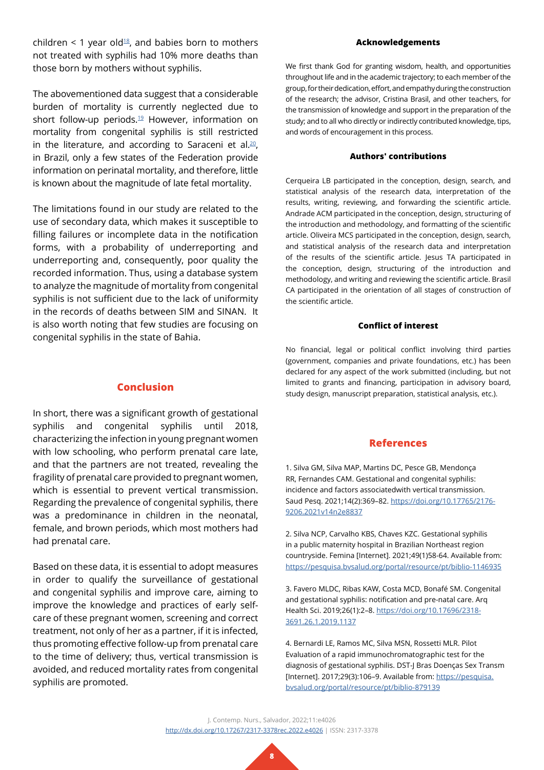children < 1 year old[18], and babies born to mothers not treated with syphilis had 10% more deaths than those born by mothers without syphilis.

The abovementioned data suggest that a considerable burden of mortality is currently neglected due to short follow-up periods.[19] However, information on mortality from congenital syphilis is still restricted in the literature, and according to Saraceni et al.[20], in Brazil, only a few states of the Federation provide information on perinatal mortality, and therefore, little is known about the magnitude of late fetal mortality.

The limitations found in our study are related to the use of secondary data, which makes it susceptible to filling failures or incomplete data in the notification forms, with a probability of underreporting and underreporting and, consequently, poor quality the recorded information. Thus, using a database system to analyze the magnitude of mortality from congenital syphilis is not sufficient due to the lack of uniformity in the records of deaths between SIM and SINAN. It is also worth noting that few studies are focusing on congenital syphilis in the state of Bahia.

## Conclusion

In short, there was a significant growth of gestational syphilis and congenital syphilis until 2018, characterizing the infection in young pregnant women with low schooling, who perform prenatal care late, and that the partners are not treated, revealing the fragility of prenatal care provided to pregnant women, which is essential to prevent vertical transmission. Regarding the prevalence of congenital syphilis, there was a predominance in children in the neonatal, female, and brown periods, which most mothers had had prenatal care.

Based on these data, it is essential to adopt measures in order to qualify the surveillance of gestational and congenital syphilis and improve care, aiming to improve the knowledge and practices of early self-care of these pregnant women, screening and correct treatment, not only of her as a partner, if it is infected, thus promoting effective follow-up from prenatal care to the time of delivery; thus, vertical transmission is avoided, and reduced mortality rates from congenital syphilis are promoted.

### Acknowledgements

We first thank God for granting wisdom, health, and opportunities throughout life and in the academic trajectory; to each member of the group, for their dedication, effort, and empathy during the construction of the research; the advisor, Cristina Brasil, and other teachers, for the transmission of knowledge and support in the preparation of the study; and to all who directly or indirectly contributed knowledge, tips, and words of encouragement in this process.

### Authors' contributions

Cerqueira LB participated in the conception, design, search, and statistical analysis of the research data, interpretation of the results, writing, reviewing, and forwarding the scientific article. Andrade ACM participated in the conception, design, structuring of the introduction and methodology, and formatting of the scientific article. Oliveira MCS participated in the conception, design, search, and statistical analysis of the research data and interpretation of the results of the scientific article. Jesus TA participated in the conception, design, structuring of the introduction and methodology, and writing and reviewing the scientific article. Brasil CA participated in the orientation of all stages of construction of the scientific article.

### Conflict of interest

No financial, legal or political conflict involving third parties (government, companies and private foundations, etc.) has been declared for any aspect of the work submitted (including, but not limited to grants and financing, participation in advisory board, study design, manuscript preparation, statistical analysis, etc.).

## References

1. Silva GM, Silva MAP, Martins DC, Pesce GB, Mendonça RR, Fernandes CAM. Gestational and congenital syphilis: incidence and factors associatedwith vertical transmission. Saud Pesq. 2021;14(2):369–82. https://doi.org/10.17765/2176-9206.2021v14n2e8837

2. Silva NCP, Carvalho KBS, Chaves KZC. Gestational syphilis in a public maternity hospital in Brazilian Northeast region countryside. Femina [Internet]. 2021;49(1)58-64. Available from: https://pesquisa.bvsalud.org/portal/resource/pt/biblio-1146935

3. Favero MLDC, Ribas KAW, Costa MCD, Bonafé SM. Congenital and gestational syphilis: notification and pre-natal care. Arq Health Sci. 2019;26(1):2–8. https://doi.org/10.17696/2318-3691.26.1.2019.1137

4. Bernardi LE, Ramos MC, Silva MSN, Rossetti MLR. Pilot Evaluation of a rapid immunochromatographic test for the diagnosis of gestational syphilis. DST-J Bras Doenças Sex Transm [Internet]. 2017;29(3):106–9. Available from: https://pesquisa.bvsalud.org/portal/resource/pt/biblio-879139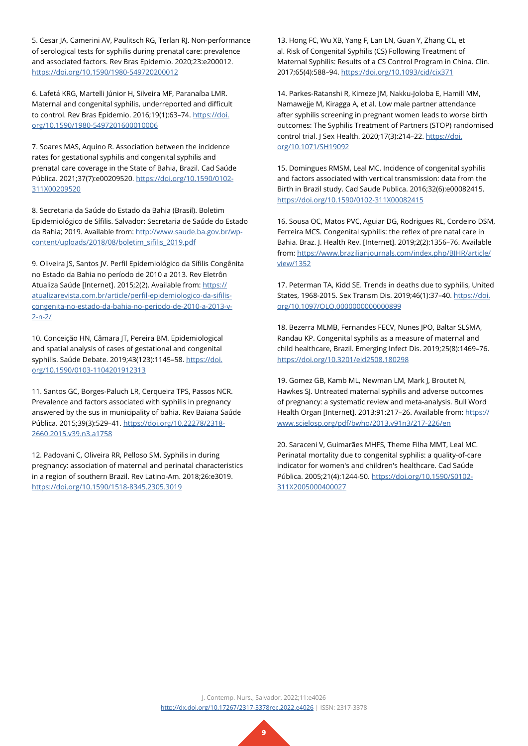5. Cesar JA, Camerini AV, Paulitsch RG, Terlan RJ. Non-performance of serological tests for syphilis during prenatal care: prevalence and associated factors. Rev Bras Epidemio. 2020;23:e200012. https://doi.org/10.1590/1980-549720200012

6. Lafetá KRG, Martelli Júnior H, Silveira MF, Paranaíba LMR. Maternal and congenital syphilis, underreported and difficult to control. Rev Bras Epidemio. 2016;19(1):63–74. https://doi.org/10.1590/1980-5497201600010006

7. Soares MAS, Aquino R. Association between the incidence rates for gestational syphilis and congenital syphilis and prenatal care coverage in the State of Bahia, Brazil. Cad Saúde Pública. 2021;37(7):e00209520. https://doi.org/10.1590/0102-311X00209520

8. Secretaria da Saúde do Estado da Bahia (Brasil). Boletim Epidemiológico de Sífilis. Salvador: Secretaria de Saúde do Estado da Bahia; 2019. Available from: http://www.saude.ba.gov.br/wp-content/uploads/2018/08/boletim_sifilis_2019.pdf

9. Oliveira JS, Santos JV. Perfil Epidemiológico da Sífilis Congênita no Estado da Bahia no período de 2010 a 2013. Rev Eletrôn Atualiza Saúde [Internet]. 2015;2(2). Available from: https://atualizarevista.com.br/article/perfil-epidemiologico-da-sifilis-congenita-no-estado-da-bahia-no-periodo-de-2010-a-2013-v-2-n-2/

10. Conceição HN, Câmara JT, Pereira BM. Epidemiological and spatial analysis of cases of gestational and congenital syphilis. Saúde Debate. 2019;43(123):1145–58. https://doi.org/10.1590/0103-1104201912313

11. Santos GC, Borges-Paluch LR, Cerqueira TPS, Passos NCR. Prevalence and factors associated with syphilis in pregnancy answered by the sus in municipality of bahia. Rev Baiana Saúde Pública. 2015;39(3):529–41. https://doi.org/10.22278/2318-2660.2015.v39.n3.a1758

12. Padovani C, Oliveira RR, Pelloso SM. Syphilis in during pregnancy: association of maternal and perinatal characteristics in a region of southern Brazil. Rev Latino-Am. 2018;26:e3019. https://doi.org/10.1590/1518-8345.2305.3019

13. Hong FC, Wu XB, Yang F, Lan LN, Guan Y, Zhang CL, et al. Risk of Congenital Syphilis (CS) Following Treatment of Maternal Syphilis: Results of a CS Control Program in China. Clin. 2017;65(4):588–94. https://doi.org/10.1093/cid/cix371

14. Parkes-Ratanshi R, Kimeze JM, Nakku-Joloba E, Hamill MM, Namawejje M, Kiragga A, et al. Low male partner attendance after syphilis screening in pregnant women leads to worse birth outcomes: The Syphilis Treatment of Partners (STOP) randomised control trial. J Sex Health. 2020;17(3):214–22. https://doi.org/10.1071/SH19092

15. Domingues RMSM, Leal MC. Incidence of congenital syphilis and factors associated with vertical transmission: data from the Birth in Brazil study. Cad Saude Publica. 2016;32(6):e00082415. https://doi.org/10.1590/0102-311X00082415

16. Sousa OC, Matos PVC, Aguiar DG, Rodrigues RL, Cordeiro DSM, Ferreira MCS. Congenital syphilis: the reflex of pre natal care in Bahia. Braz. J. Health Rev. [Internet]. 2019;2(2):1356–76. Available from: https://www.brazilianjournals.com/index.php/BJHR/article/view/1352

17. Peterman TA, Kidd SE. Trends in deaths due to syphilis, United States, 1968-2015. Sex Transm Dis. 2019;46(1):37–40. https://doi.org/10.1097/OLQ.0000000000000899

18. Bezerra MLMB, Fernandes FECV, Nunes JPO, Baltar SLSMA, Randau KP. Congenital syphilis as a measure of maternal and child healthcare, Brazil. Emerging Infect Dis. 2019;25(8):1469–76. https://doi.org/10.3201/eid2508.180298

19. Gomez GB, Kamb ML, Newman LM, Mark J, Broutet N, Hawkes SJ. Untreated maternal syphilis and adverse outcomes of pregnancy: a systematic review and meta-analysis. Bull Word Health Organ [Internet]. 2013;91:217–26. Available from: https://www.scielosp.org/pdf/bwho/2013.v91n3/217-226/en

20. Saraceni V, Guimarães MHFS, Theme Filha MMT, Leal MC. Perinatal mortality due to congenital syphilis: a quality-of-care indicator for women's and children's healthcare. Cad Saúde Pública. 2005;21(4):1244-50. https://doi.org/10.1590/S0102-311X2005000400027